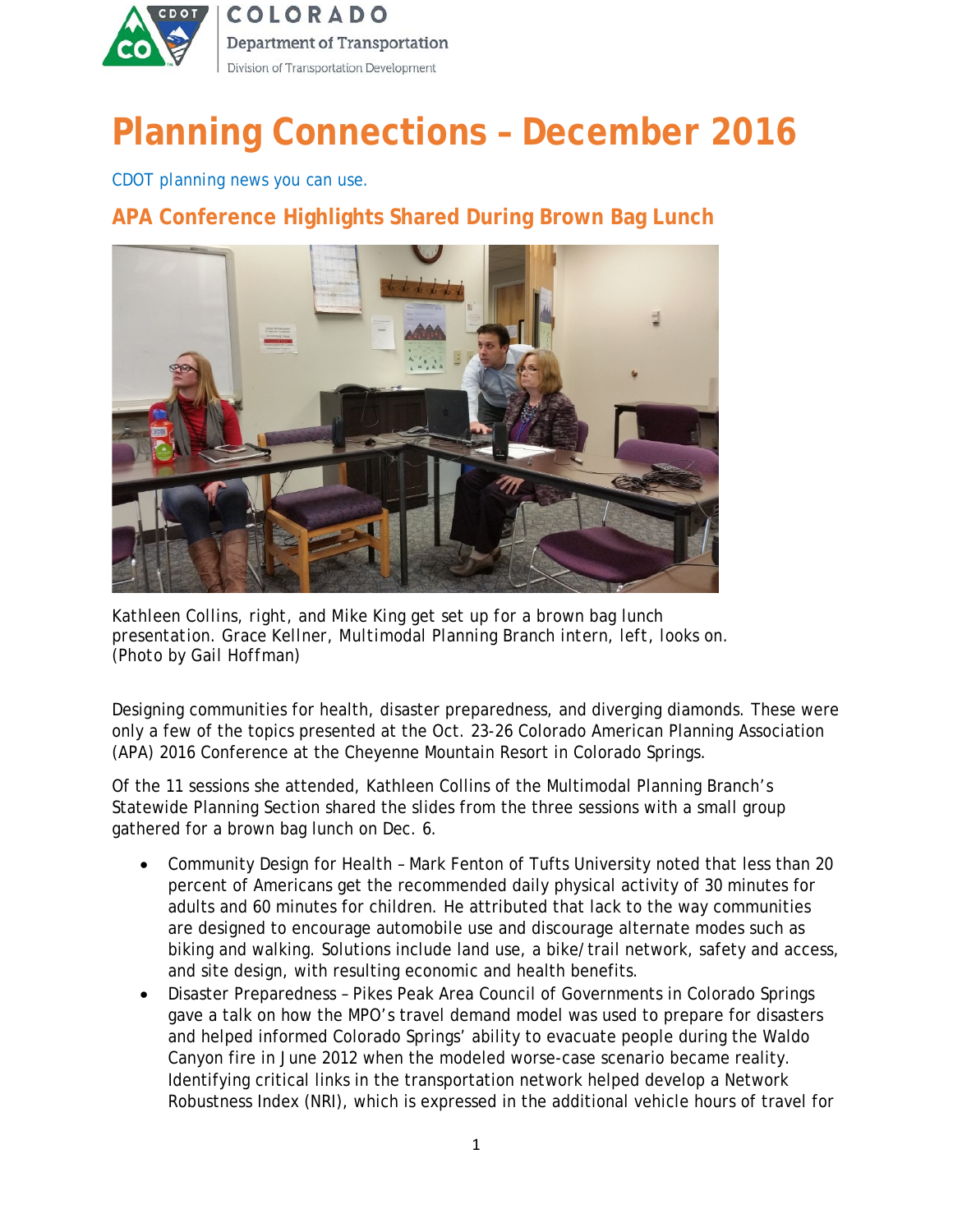# Planning Connections – December 2016

CDOT planning news you can use.

## APA Conference Highlights Shared During Brown Bag Lunch

Kathleen Collins, right, and Mike King get set up for a brown bag lunch presentation. Grace Kellner, Multimodal Planning Branch intern, left, looks on. (Photo by Gail Hoffman)

Designing communities for health, disaster preparedness, and diverging diamonds. These were only a few of the topics presented at the Oct. 23-26 Colorado American Planning Association (APA) 2016 Conference at the Cheyenne Mountain Resort in Colorado Springs.

Of the 11 sessions she attended, Kathleen Collins of the Multimodal Planning Branch's Statewide Planning Section shared the slides from the three sessions with a small group gathered for a brown bag lunch on Dec. 6.

- Community Design for Health – Mark Fenton of Tufts University noted that less than 20 percent of Americans get the recommended daily physical activity of 30 minutes for adults and 60 minutes for children. He attributed that lack to the way communities are designed to encourage automobile use and discourage alternate modes such as biking and walking. Solutions include land use, a bike/trail network, safety and access, and site design, with resulting economic and health benefits.
- Disaster Preparedness – Pikes Peak Area Council of Governments in Colorado Springs gave a talk on how the MPO's travel demand model was used to prepare for disasters and helped informed Colorado Springs' ability to evacuate people during the Waldo Canyon fire in June 2012 when the modeled worse-case scenario became reality. Identifying critical links in the transportation network helped develop a Network Robustness Index (NRI), which is expressed in the additional vehicle hours of travel for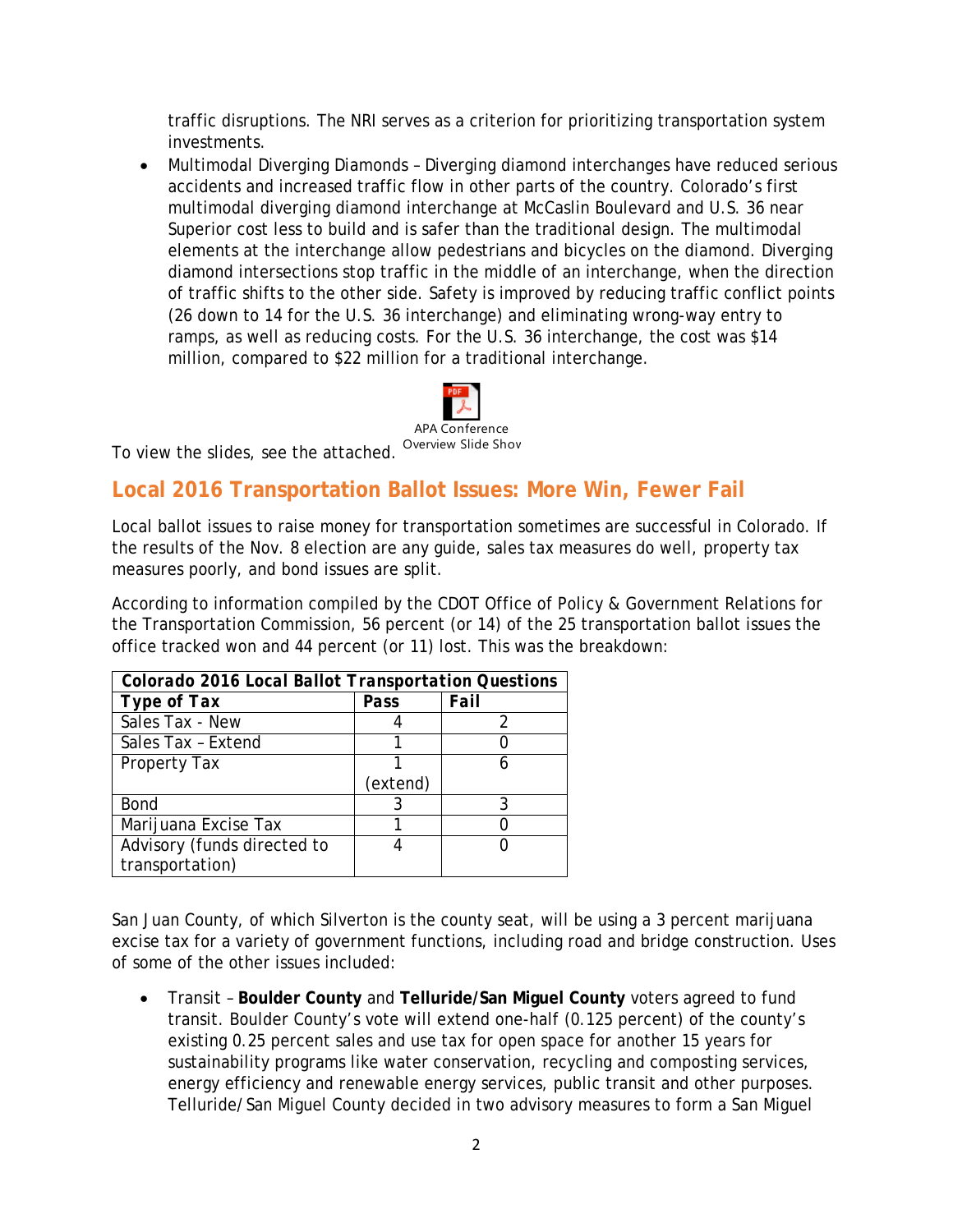traffic disruptions. The NRI serves as a criterion for prioritizing transportation system investments.

- Multimodal Diverging Diamonds – Diverging diamond interchanges have reduced serious accidents and increased traffic flow in other parts of the country. Colorado's first multimodal diverging diamond interchange at McCaslin Boulevard and U.S. 36 near Superior cost less to build and is safer than the traditional design. The multimodal elements at the interchange allow pedestrians and bicycles on the diamond. Diverging diamond intersections stop traffic in the middle of an interchange, when the direction of traffic shifts to the other side. Safety is improved by reducing traffic conflict points (26 down to 14 for the U.S. 36 interchange) and eliminating wrong-way entry to ramps, as well as reducing costs. For the U.S. 36 interchange, the cost was $14 million, compared to $22 million for a traditional interchange.

To view the slides, see the attached. APA Conference Overview Slide Shov

## Local 2016 Transportation Ballot Issues: More Win, Fewer Fail

Local ballot issues to raise money for transportation sometimes are successful in Colorado. If the results of the Nov. 8 election are any guide, sales tax measures do well, property tax measures poorly, and bond issues are split.

According to information compiled by the CDOT Office of Policy & Government Relations for the Transportation Commission, 56 percent (or 14) of the 25 transportation ballot issues the office tracked won and 44 percent (or 11) lost. This was the breakdown:

| ***Colorado 2016 Local Ballot Transportation Questions*** | | |
|---|---|---|
| ***Type of Tax*** | **Pass** | ***Fail*** |
| Sales Tax - New | 4 | 2 |
| Sales Tax – Extend | 1 | 0 |
| Property Tax | 1 (extend) | 6 |
| Bond | 3 | 3 |
| Marijuana Excise Tax | 1 | 0 |
| Advisory (funds directed to transportation) | 4 | 0 |

San Juan County, of which Silverton is the county seat, will be using a 3 percent marijuana excise tax for a variety of government functions, including road and bridge construction. Uses of some of the other issues included:

- Transit – **Boulder County** and **Telluride/San Miguel County** voters agreed to fund transit. Boulder County's vote will extend one-half (0.125 percent) of the county's existing 0.25 percent sales and use tax for open space for another 15 years for sustainability programs like water conservation, recycling and composting services, energy efficiency and renewable energy services, public transit and other purposes. Telluride/San Miguel County decided in two advisory measures to form a San Miguel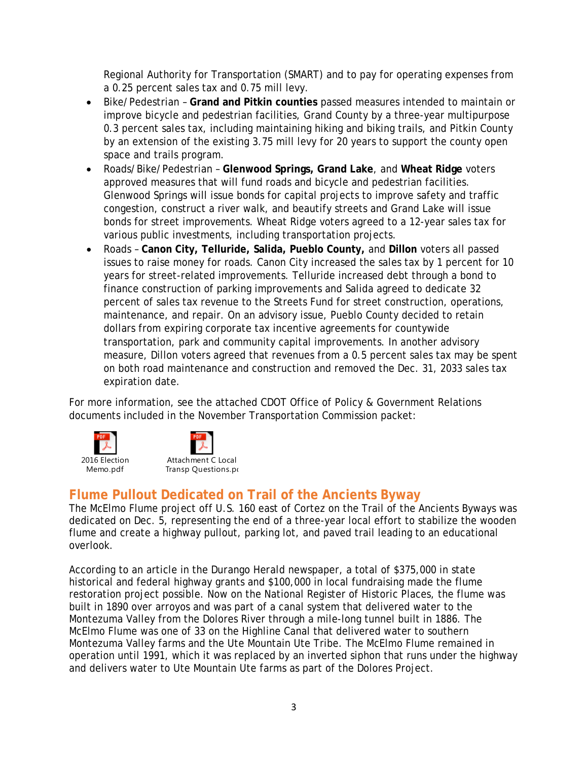Regional Authority for Transportation (SMART) and to pay for operating expenses from a 0.25 percent sales tax and 0.75 mill levy.

- Bike/Pedestrian – **Grand and Pitkin counties** passed measures intended to maintain or improve bicycle and pedestrian facilities, Grand County by a three-year multipurpose 0.3 percent sales tax, including maintaining hiking and biking trails, and Pitkin County by an extension of the existing 3.75 mill levy for 20 years to support the county open space and trails program.
- Roads/Bike/Pedestrian – **Glenwood Springs, Grand Lake**, and **Wheat Ridge** voters approved measures that will fund roads and bicycle and pedestrian facilities. Glenwood Springs will issue bonds for capital projects to improve safety and traffic congestion, construct a river walk, and beautify streets and Grand Lake will issue bonds for street improvements. Wheat Ridge voters agreed to a 12-year sales tax for various public investments, including transportation projects.
- Roads – **Canon City, Telluride, Salida, Pueblo County,** and **Dillon** voters all passed issues to raise money for roads. Canon City increased the sales tax by 1 percent for 10 years for street-related improvements. Telluride increased debt through a bond to finance construction of parking improvements and Salida agreed to dedicate 32 percent of sales tax revenue to the Streets Fund for street construction, operations, maintenance, and repair. On an advisory issue, Pueblo County decided to retain dollars from expiring corporate tax incentive agreements for countywide transportation, park and community capital improvements. In another advisory measure, Dillon voters agreed that revenues from a 0.5 percent sales tax may be spent on both road maintenance and construction and removed the Dec. 31, 2033 sales tax expiration date.

For more information, see the attached CDOT Office of Policy & Government Relations documents included in the November Transportation Commission packet:

2016 Election Memo.pdf

Attachment C Local Transp Questions.pd

## Flume Pullout Dedicated on Trail of the Ancients Byway

The McElmo Flume project off U.S. 160 east of Cortez on the Trail of the Ancients Byways was dedicated on Dec. 5, representing the end of a three-year local effort to stabilize the wooden flume and create a highway pullout, parking lot, and paved trail leading to an educational overlook.

According to an article in the Durango Herald newspaper, a total of $375,000 in state historical and federal highway grants and $100,000 in local fundraising made the flume restoration project possible. Now on the National Register of Historic Places, the flume was built in 1890 over arroyos and was part of a canal system that delivered water to the Montezuma Valley from the Dolores River through a mile-long tunnel built in 1886. The McElmo Flume was one of 33 on the Highline Canal that delivered water to southern Montezuma Valley farms and the Ute Mountain Ute Tribe. The McElmo Flume remained in operation until 1991, which it was replaced by an inverted siphon that runs under the highway and delivers water to Ute Mountain Ute farms as part of the Dolores Project.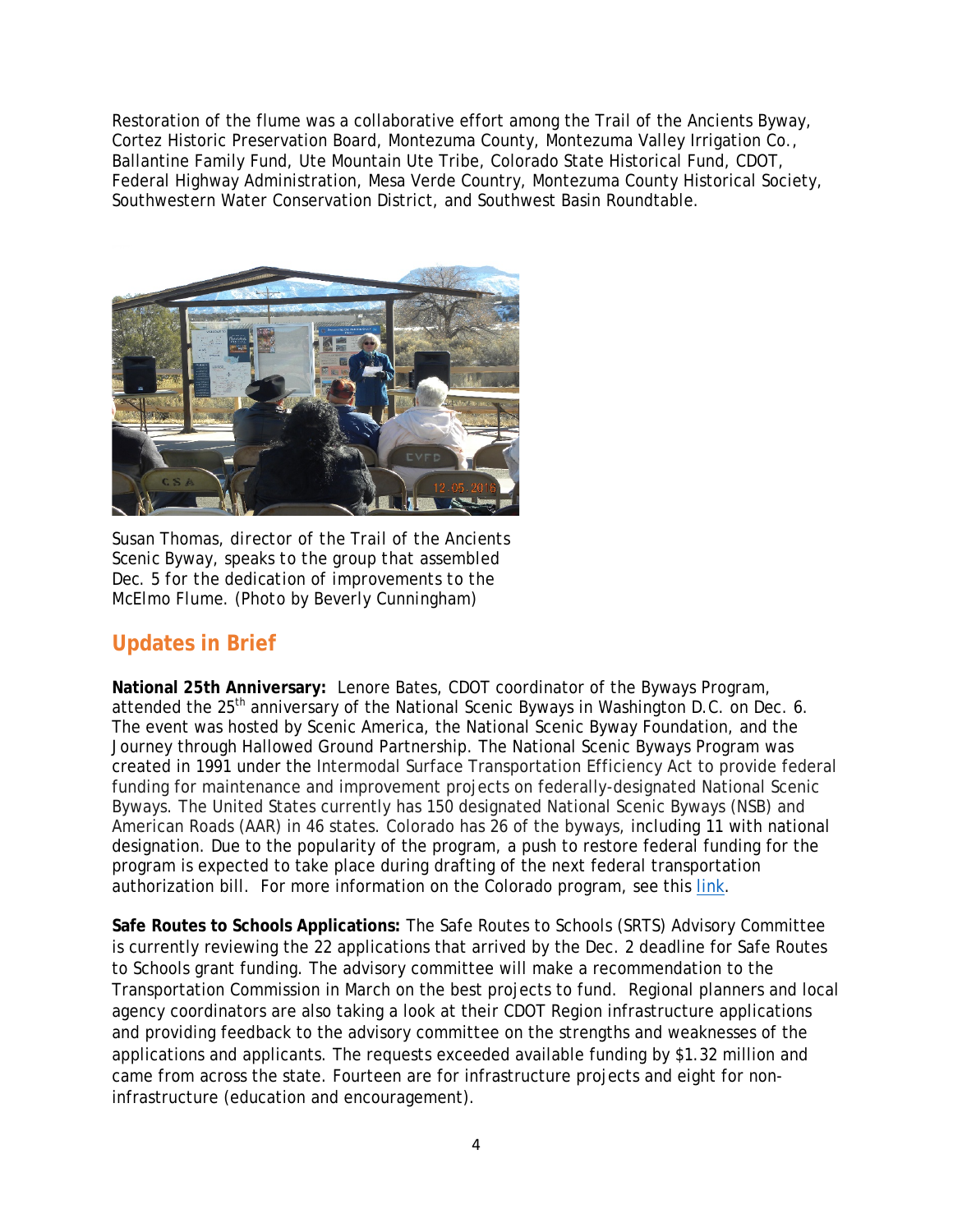Restoration of the flume was a collaborative effort among the Trail of the Ancients Byway, Cortez Historic Preservation Board, Montezuma County, Montezuma Valley Irrigation Co., Ballantine Family Fund, Ute Mountain Ute Tribe, Colorado State Historical Fund, CDOT, Federal Highway Administration, Mesa Verde Country, Montezuma County Historical Society, Southwestern Water Conservation District, and Southwest Basin Roundtable.

Susan Thomas, director of the Trail of the Ancients Scenic Byway, speaks to the group that assembled Dec. 5 for the dedication of improvements to the McElmo Flume. (Photo by Beverly Cunningham)

## Updates in Brief

**National 25th Anniversary:** Lenore Bates, CDOT coordinator of the Byways Program, attended the 25th anniversary of the National Scenic Byways in Washington D.C. on Dec. 6. The event was hosted by Scenic America, the National Scenic Byway Foundation, and the Journey through Hallowed Ground Partnership. The National Scenic Byways Program was created in 1991 under the Intermodal Surface Transportation Efficiency Act to provide federal funding for maintenance and improvement projects on federally-designated National Scenic Byways. The United States currently has 150 designated National Scenic Byways (NSB) and American Roads (AAR) in 46 states. Colorado has 26 of the byways, including 11 with national designation. Due to the popularity of the program, a push to restore federal funding for the program is expected to take place during drafting of the next federal transportation authorization bill. For more information on the Colorado program, see this link.

**Safe Routes to Schools Applications:** The Safe Routes to Schools (SRTS) Advisory Committee is currently reviewing the 22 applications that arrived by the Dec. 2 deadline for Safe Routes to Schools grant funding. The advisory committee will make a recommendation to the Transportation Commission in March on the best projects to fund. Regional planners and local agency coordinators are also taking a look at their CDOT Region infrastructure applications and providing feedback to the advisory committee on the strengths and weaknesses of the applications and applicants. The requests exceeded available funding by $1.32 million and came from across the state. Fourteen are for infrastructure projects and eight for non-infrastructure (education and encouragement).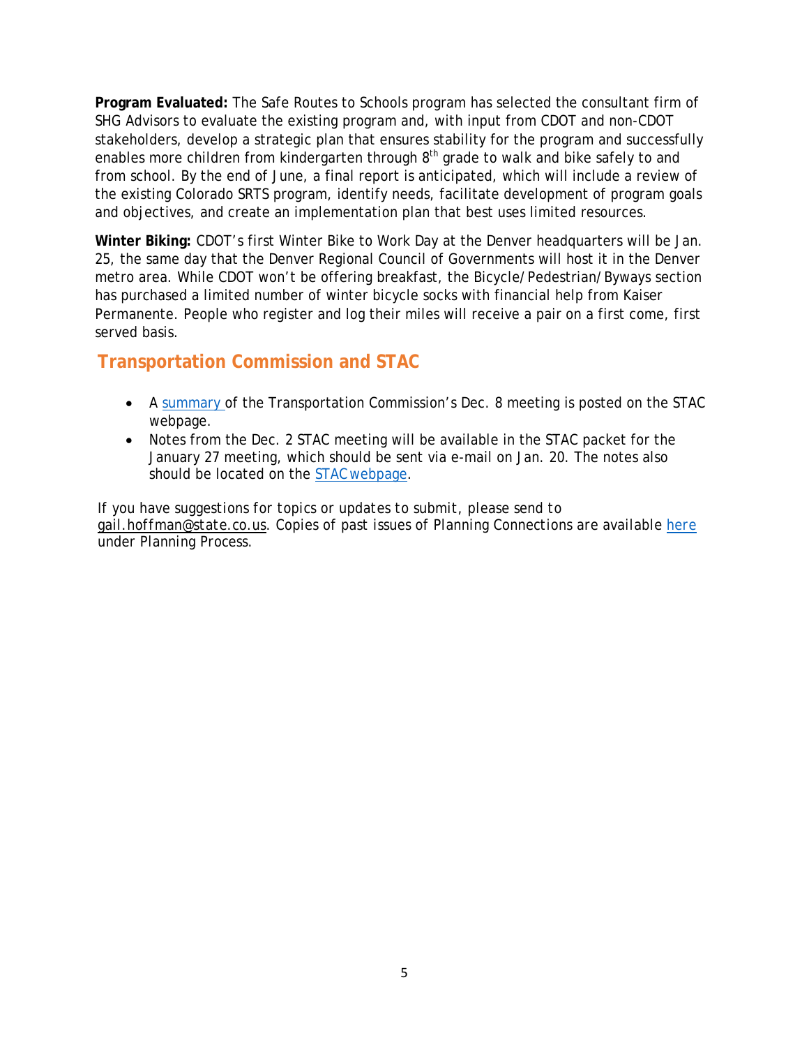**Program Evaluated:** The Safe Routes to Schools program has selected the consultant firm of SHG Advisors to evaluate the existing program and, with input from CDOT and non-CDOT stakeholders, develop a strategic plan that ensures stability for the program and successfully enables more children from kindergarten through 8th grade to walk and bike safely to and from school. By the end of June, a final report is anticipated, which will include a review of the existing Colorado SRTS program, identify needs, facilitate development of program goals and objectives, and create an implementation plan that best uses limited resources.

**Winter Biking:** CDOT's first Winter Bike to Work Day at the Denver headquarters will be Jan. 25, the same day that the Denver Regional Council of Governments will host it in the Denver metro area. While CDOT won't be offering breakfast, the Bicycle/Pedestrian/Byways section has purchased a limited number of winter bicycle socks with financial help from Kaiser Permanente. People who register and log their miles will receive a pair on a first come, first served basis.

## Transportation Commission and STAC

- A summary of the Transportation Commission's Dec. 8 meeting is posted on the STAC webpage.
- Notes from the Dec. 2 STAC meeting will be available in the STAC packet for the January 27 meeting, which should be sent via e-mail on Jan. 20. The notes also should be located on the STAC webpage.

*If you have suggestions for topics or updates to submit, please send to* gail.hoffman@state.co.us*. Copies of past issues of Planning Connections are available* here under Planning Process.